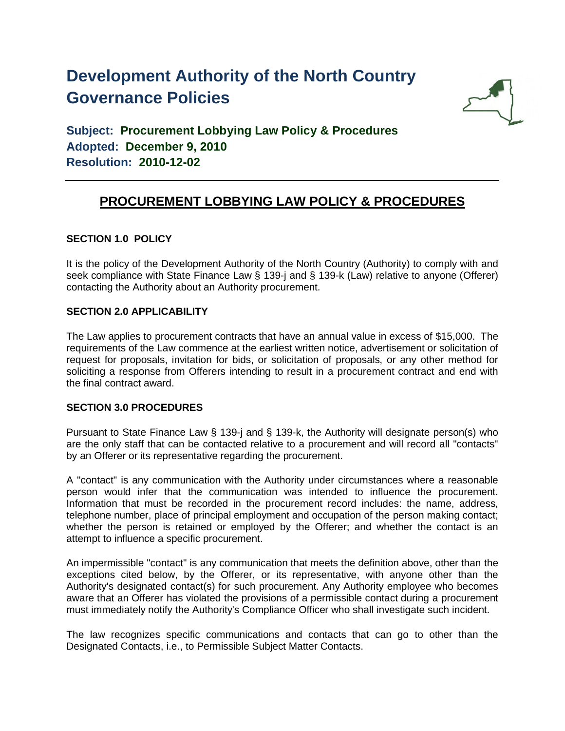# Development Authority of the North Country Governance Policies

**Subject: Procurement Lobbying Law Policy & Procedures**
**Adopted: December 9, 2010**
**Resolution: 2010-12-02**

---

## PROCUREMENT LOBBYING LAW POLICY & PROCEDURES

### SECTION 1.0 POLICY

It is the policy of the Development Authority of the North Country (Authority) to comply with and seek compliance with State Finance Law § 139-j and § 139-k (Law) relative to anyone (Offerer) contacting the Authority about an Authority procurement.

### SECTION 2.0 APPLICABILITY

The Law applies to procurement contracts that have an annual value in excess of $15,000. The requirements of the Law commence at the earliest written notice, advertisement or solicitation of request for proposals, invitation for bids, or solicitation of proposals, or any other method for soliciting a response from Offerers intending to result in a procurement contract and end with the final contract award.

### SECTION 3.0 PROCEDURES

Pursuant to State Finance Law § 139-j and § 139-k, the Authority will designate person(s) who are the only staff that can be contacted relative to a procurement and will record all "contacts" by an Offerer or its representative regarding the procurement.

A "contact" is any communication with the Authority under circumstances where a reasonable person would infer that the communication was intended to influence the procurement. Information that must be recorded in the procurement record includes: the name, address, telephone number, place of principal employment and occupation of the person making contact; whether the person is retained or employed by the Offerer; and whether the contact is an attempt to influence a specific procurement.

An impermissible "contact" is any communication that meets the definition above, other than the exceptions cited below, by the Offerer, or its representative, with anyone other than the Authority's designated contact(s) for such procurement. Any Authority employee who becomes aware that an Offerer has violated the provisions of a permissible contact during a procurement must immediately notify the Authority's Compliance Officer who shall investigate such incident.

The law recognizes specific communications and contacts that can go to other than the Designated Contacts, i.e., to Permissible Subject Matter Contacts.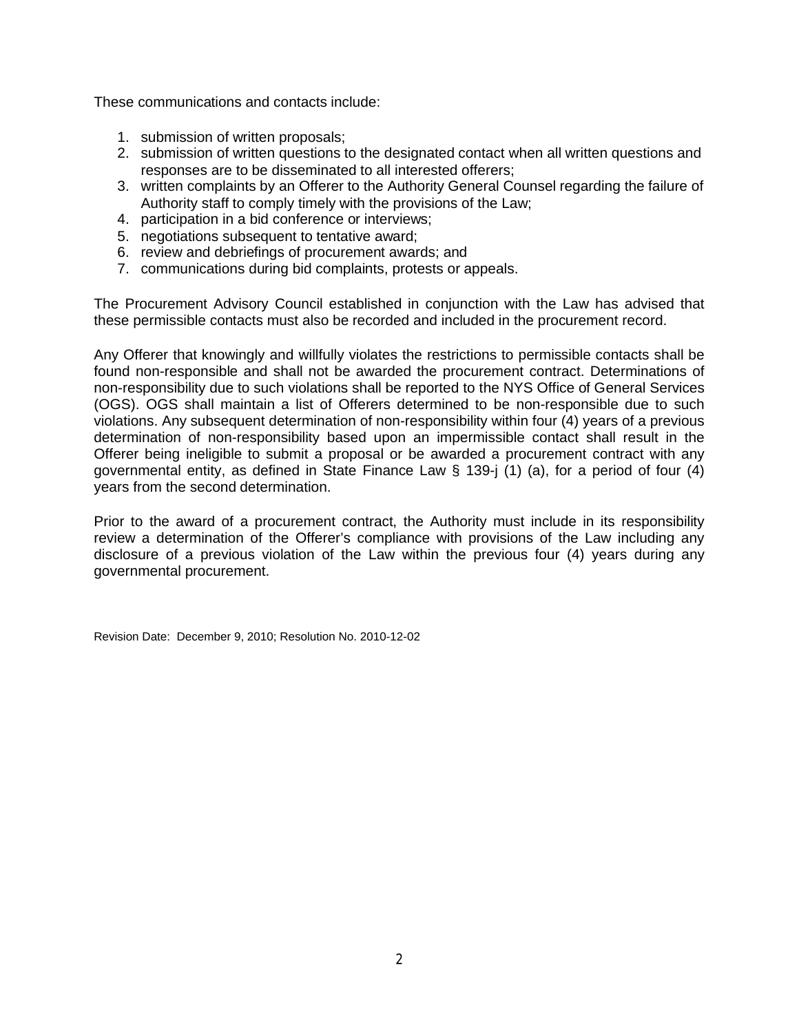These communications and contacts include:

1. submission of written proposals;
2. submission of written questions to the designated contact when all written questions and responses are to be disseminated to all interested offerers;
3. written complaints by an Offerer to the Authority General Counsel regarding the failure of Authority staff to comply timely with the provisions of the Law;
4. participation in a bid conference or interviews;
5. negotiations subsequent to tentative award;
6. review and debriefings of procurement awards; and
7. communications during bid complaints, protests or appeals.

The Procurement Advisory Council established in conjunction with the Law has advised that these permissible contacts must also be recorded and included in the procurement record.

Any Offerer that knowingly and willfully violates the restrictions to permissible contacts shall be found non-responsible and shall not be awarded the procurement contract. Determinations of non-responsibility due to such violations shall be reported to the NYS Office of General Services (OGS). OGS shall maintain a list of Offerers determined to be non-responsible due to such violations. Any subsequent determination of non-responsibility within four (4) years of a previous determination of non-responsibility based upon an impermissible contact shall result in the Offerer being ineligible to submit a proposal or be awarded a procurement contract with any governmental entity, as defined in State Finance Law § 139-j (1) (a), for a period of four (4) years from the second determination.

Prior to the award of a procurement contract, the Authority must include in its responsibility review a determination of the Offerer's compliance with provisions of the Law including any disclosure of a previous violation of the Law within the previous four (4) years during any governmental procurement.

Revision Date: December 9, 2010; Resolution No. 2010-12-02